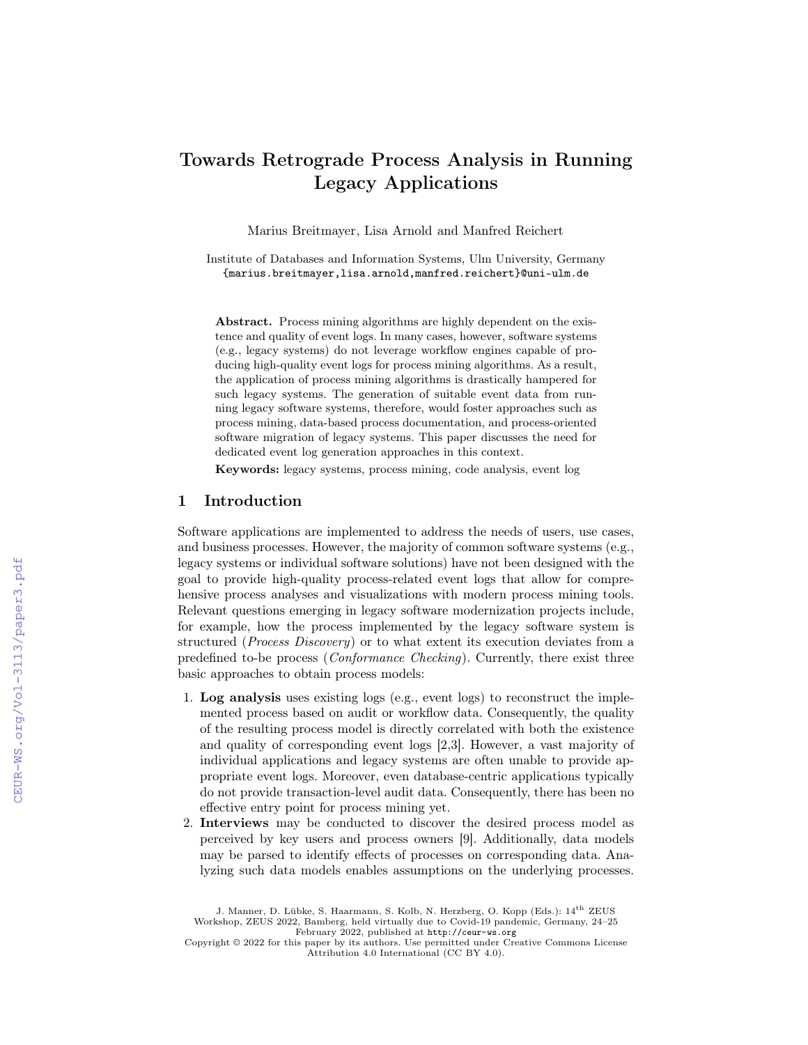# Towards Retrograde Process Analysis in Running Legacy Applications

Marius Breitmayer, Lisa Arnold and Manfred Reichert

Institute of Databases and Information Systems, Ulm University, Germany
{marius.breitmayer,lisa.arnold,manfred.reichert}@uni-ulm.de

**Abstract.** Process mining algorithms are highly dependent on the existence and quality of event logs. In many cases, however, software systems (e.g., legacy systems) do not leverage workflow engines capable of producing high-quality event logs for process mining algorithms. As a result, the application of process mining algorithms is drastically hampered for such legacy systems. The generation of suitable event data from running legacy software systems, therefore, would foster approaches such as process mining, data-based process documentation, and process-oriented software migration of legacy systems. This paper discusses the need for dedicated event log generation approaches in this context.

**Keywords:** legacy systems, process mining, code analysis, event log

## 1 Introduction

Software applications are implemented to address the needs of users, use cases, and business processes. However, the majority of common software systems (e.g., legacy systems or individual software solutions) have not been designed with the goal to provide high-quality process-related event logs that allow for comprehensive process analyses and visualizations with modern process mining tools. Relevant questions emerging in legacy software modernization projects include, for example, how the process implemented by the legacy software system is structured (*Process Discovery*) or to what extent its execution deviates from a predefined to-be process (*Conformance Checking*). Currently, there exist three basic approaches to obtain process models:

1. **Log analysis** uses existing logs (e.g., event logs) to reconstruct the implemented process based on audit or workflow data. Consequently, the quality of the resulting process model is directly correlated with both the existence and quality of corresponding event logs [2,3]. However, a vast majority of individual applications and legacy systems are often unable to provide appropriate event logs. Moreover, even database-centric applications typically do not provide transaction-level audit data. Consequently, there has been no effective entry point for process mining yet.
2. **Interviews** may be conducted to discover the desired process model as perceived by key users and process owners [9]. Additionally, data models may be parsed to identify effects of processes on corresponding data. Analyzing such data models enables assumptions on the underlying processes.

J. Manner, D. Lübke, S. Haarmann, S. Kolb, N. Herzberg, O. Kopp (Eds.): 14th ZEUS Workshop, ZEUS 2022, Bamberg, held virtually due to Covid-19 pandemic, Germany, 24–25 February 2022, published at http://ceur-ws.org
Copyright © 2022 for this paper by its authors. Use permitted under Creative Commons License Attribution 4.0 International (CC BY 4.0).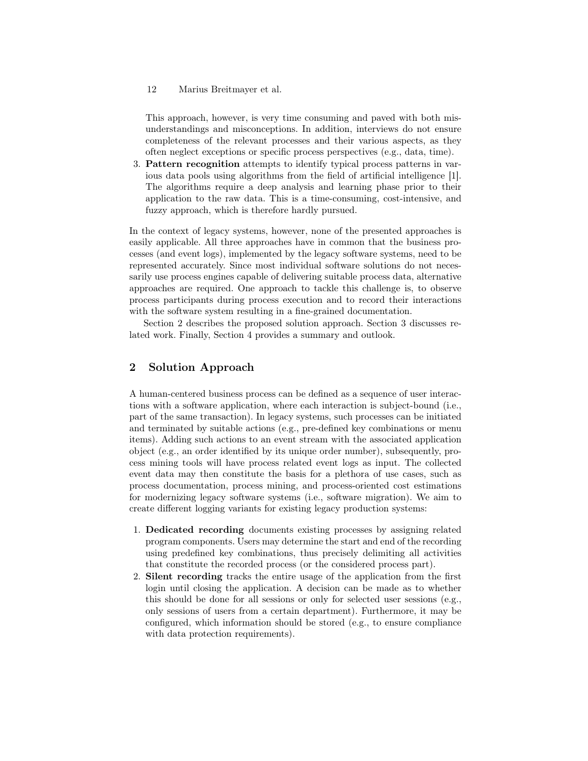This approach, however, is very time consuming and paved with both misunderstandings and misconceptions. In addition, interviews do not ensure completeness of the relevant processes and their various aspects, as they often neglect exceptions or specific process perspectives (e.g., data, time).

3. **Pattern recognition** attempts to identify typical process patterns in various data pools using algorithms from the field of artificial intelligence [1]. The algorithms require a deep analysis and learning phase prior to their application to the raw data. This is a time-consuming, cost-intensive, and fuzzy approach, which is therefore hardly pursued.

In the context of legacy systems, however, none of the presented approaches is easily applicable. All three approaches have in common that the business processes (and event logs), implemented by the legacy software systems, need to be represented accurately. Since most individual software solutions do not necessarily use process engines capable of delivering suitable process data, alternative approaches are required. One approach to tackle this challenge is, to observe process participants during process execution and to record their interactions with the software system resulting in a fine-grained documentation.

Section 2 describes the proposed solution approach. Section 3 discusses related work. Finally, Section 4 provides a summary and outlook.

## 2 Solution Approach

A human-centered business process can be defined as a sequence of user interactions with a software application, where each interaction is subject-bound (i.e., part of the same transaction). In legacy systems, such processes can be initiated and terminated by suitable actions (e.g., pre-defined key combinations or menu items). Adding such actions to an event stream with the associated application object (e.g., an order identified by its unique order number), subsequently, process mining tools will have process related event logs as input. The collected event data may then constitute the basis for a plethora of use cases, such as process documentation, process mining, and process-oriented cost estimations for modernizing legacy software systems (i.e., software migration). We aim to create different logging variants for existing legacy production systems:

1. **Dedicated recording** documents existing processes by assigning related program components. Users may determine the start and end of the recording using predefined key combinations, thus precisely delimiting all activities that constitute the recorded process (or the considered process part).
2. **Silent recording** tracks the entire usage of the application from the first login until closing the application. A decision can be made as to whether this should be done for all sessions or only for selected user sessions (e.g., only sessions of users from a certain department). Furthermore, it may be configured, which information should be stored (e.g., to ensure compliance with data protection requirements).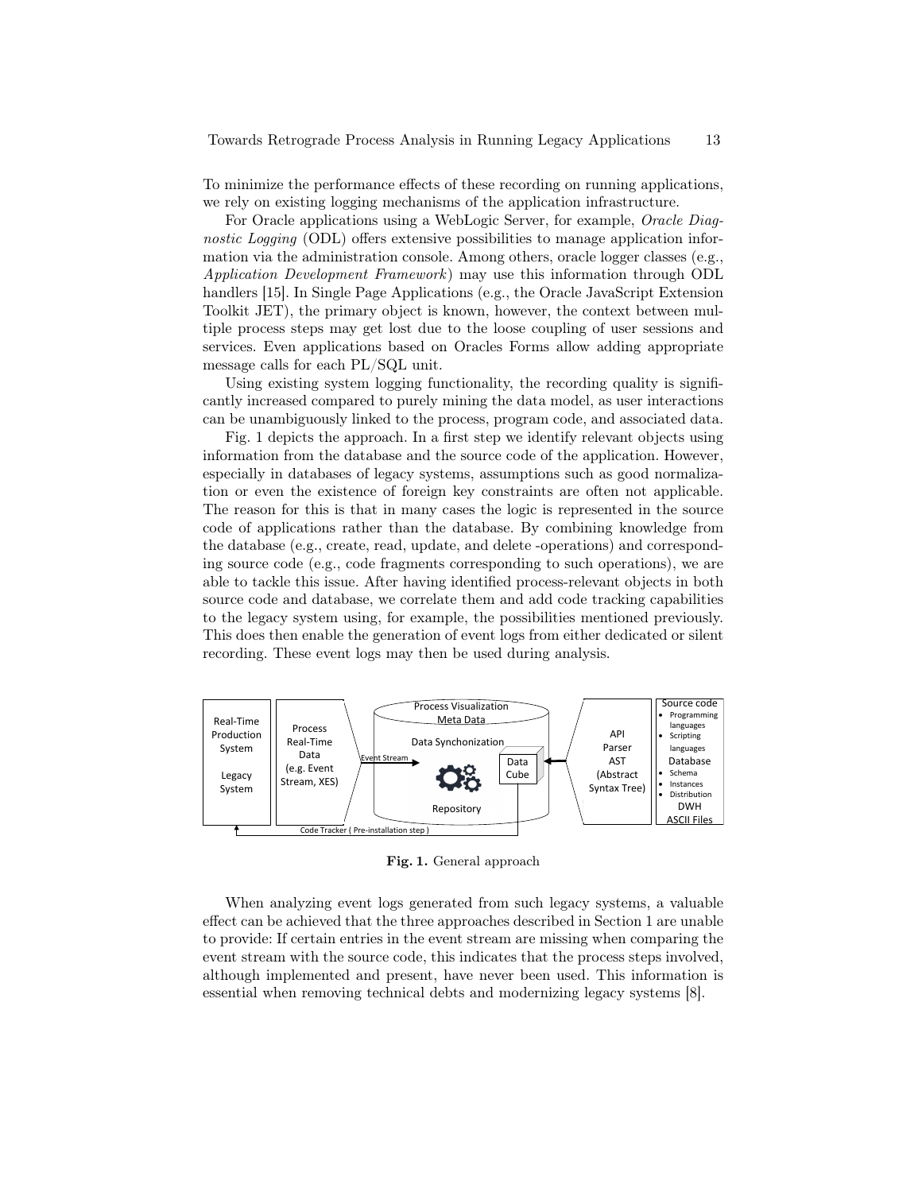To minimize the performance effects of these recording on running applications, we rely on existing logging mechanisms of the application infrastructure.

For Oracle applications using a WebLogic Server, for example, *Oracle Diagnostic Logging* (ODL) offers extensive possibilities to manage application information via the administration console. Among others, oracle logger classes (e.g., *Application Development Framework*) may use this information through ODL handlers [15]. In Single Page Applications (e.g., the Oracle JavaScript Extension Toolkit JET), the primary object is known, however, the context between multiple process steps may get lost due to the loose coupling of user sessions and services. Even applications based on Oracles Forms allow adding appropriate message calls for each PL/SQL unit.

Using existing system logging functionality, the recording quality is significantly increased compared to purely mining the data model, as user interactions can be unambiguously linked to the process, program code, and associated data.

Fig. 1 depicts the approach. In a first step we identify relevant objects using information from the database and the source code of the application. However, especially in databases of legacy systems, assumptions such as good normalization or even the existence of foreign key constraints are often not applicable. The reason for this is that in many cases the logic is represented in the source code of applications rather than the database. By combining knowledge from the database (e.g., create, read, update, and delete -operations) and corresponding source code (e.g., code fragments corresponding to such operations), we are able to tackle this issue. After having identified process-relevant objects in both source code and database, we correlate them and add code tracking capabilities to the legacy system using, for example, the possibilities mentioned previously. This does then enable the generation of event logs from either dedicated or silent recording. These event logs may then be used during analysis.

**Fig. 1.** General approach

When analyzing event logs generated from such legacy systems, a valuable effect can be achieved that the three approaches described in Section 1 are unable to provide: If certain entries in the event stream are missing when comparing the event stream with the source code, this indicates that the process steps involved, although implemented and present, have never been used. This information is essential when removing technical debts and modernizing legacy systems [8].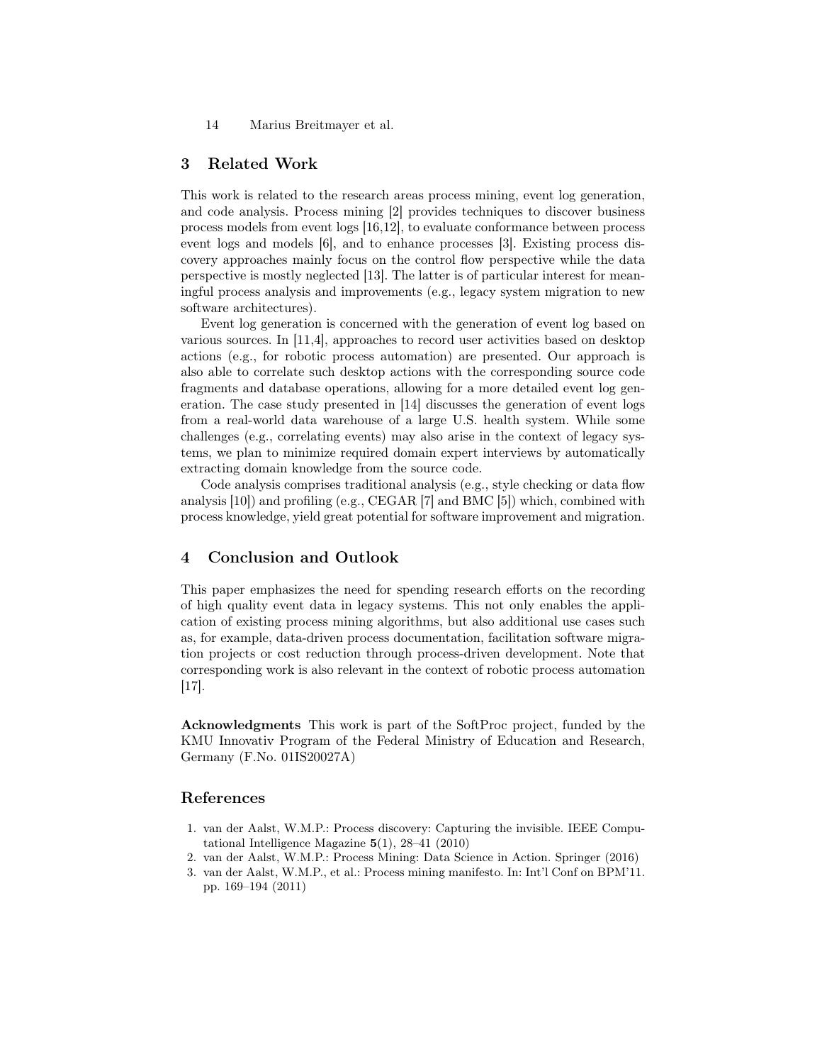## 3 Related Work

This work is related to the research areas process mining, event log generation, and code analysis. Process mining [2] provides techniques to discover business process models from event logs [16,12], to evaluate conformance between process event logs and models [6], and to enhance processes [3]. Existing process discovery approaches mainly focus on the control flow perspective while the data perspective is mostly neglected [13]. The latter is of particular interest for meaningful process analysis and improvements (e.g., legacy system migration to new software architectures).

Event log generation is concerned with the generation of event log based on various sources. In [11,4], approaches to record user activities based on desktop actions (e.g., for robotic process automation) are presented. Our approach is also able to correlate such desktop actions with the corresponding source code fragments and database operations, allowing for a more detailed event log generation. The case study presented in [14] discusses the generation of event logs from a real-world data warehouse of a large U.S. health system. While some challenges (e.g., correlating events) may also arise in the context of legacy systems, we plan to minimize required domain expert interviews by automatically extracting domain knowledge from the source code.

Code analysis comprises traditional analysis (e.g., style checking or data flow analysis [10]) and profiling (e.g., CEGAR [7] and BMC [5]) which, combined with process knowledge, yield great potential for software improvement and migration.

## 4 Conclusion and Outlook

This paper emphasizes the need for spending research efforts on the recording of high quality event data in legacy systems. This not only enables the application of existing process mining algorithms, but also additional use cases such as, for example, data-driven process documentation, facilitation software migration projects or cost reduction through process-driven development. Note that corresponding work is also relevant in the context of robotic process automation [17].

**Acknowledgments** This work is part of the SoftProc project, funded by the KMU Innovativ Program of the Federal Ministry of Education and Research, Germany (F.No. 01IS20027A)

## References

1. van der Aalst, W.M.P.: Process discovery: Capturing the invisible. IEEE Computational Intelligence Magazine **5**(1), 28–41 (2010)
2. van der Aalst, W.M.P.: Process Mining: Data Science in Action. Springer (2016)
3. van der Aalst, W.M.P., et al.: Process mining manifesto. In: Int'l Conf on BPM'11. pp. 169–194 (2011)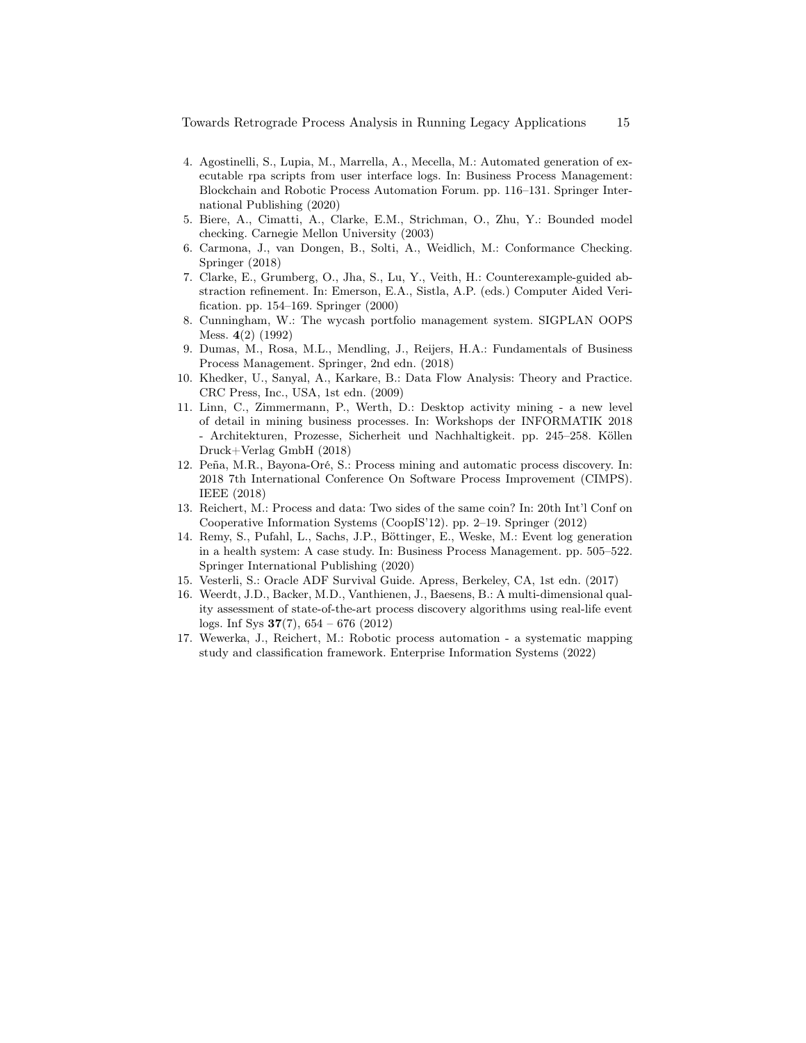4. Agostinelli, S., Lupia, M., Marrella, A., Mecella, M.: Automated generation of executable rpa scripts from user interface logs. In: Business Process Management: Blockchain and Robotic Process Automation Forum. pp. 116–131. Springer International Publishing (2020)
5. Biere, A., Cimatti, A., Clarke, E.M., Strichman, O., Zhu, Y.: Bounded model checking. Carnegie Mellon University (2003)
6. Carmona, J., van Dongen, B., Solti, A., Weidlich, M.: Conformance Checking. Springer (2018)
7. Clarke, E., Grumberg, O., Jha, S., Lu, Y., Veith, H.: Counterexample-guided abstraction refinement. In: Emerson, E.A., Sistla, A.P. (eds.) Computer Aided Verification. pp. 154–169. Springer (2000)
8. Cunningham, W.: The wycash portfolio management system. SIGPLAN OOPS Mess. **4**(2) (1992)
9. Dumas, M., Rosa, M.L., Mendling, J., Reijers, H.A.: Fundamentals of Business Process Management. Springer, 2nd edn. (2018)
10. Khedker, U., Sanyal, A., Karkare, B.: Data Flow Analysis: Theory and Practice. CRC Press, Inc., USA, 1st edn. (2009)
11. Linn, C., Zimmermann, P., Werth, D.: Desktop activity mining - a new level of detail in mining business processes. In: Workshops der INFORMATIK 2018 - Architekturen, Prozesse, Sicherheit und Nachhaltigkeit. pp. 245–258. Köllen Druck+Verlag GmbH (2018)
12. Peña, M.R., Bayona-Oré, S.: Process mining and automatic process discovery. In: 2018 7th International Conference On Software Process Improvement (CIMPS). IEEE (2018)
13. Reichert, M.: Process and data: Two sides of the same coin? In: 20th Int'l Conf on Cooperative Information Systems (CoopIS'12). pp. 2–19. Springer (2012)
14. Remy, S., Pufahl, L., Sachs, J.P., Böttinger, E., Weske, M.: Event log generation in a health system: A case study. In: Business Process Management. pp. 505–522. Springer International Publishing (2020)
15. Vesterli, S.: Oracle ADF Survival Guide. Apress, Berkeley, CA, 1st edn. (2017)
16. Weerdt, J.D., Backer, M.D., Vanthienen, J., Baesens, B.: A multi-dimensional quality assessment of state-of-the-art process discovery algorithms using real-life event logs. Inf Sys **37**(7), 654 – 676 (2012)
17. Wewerka, J., Reichert, M.: Robotic process automation - a systematic mapping study and classification framework. Enterprise Information Systems (2022)